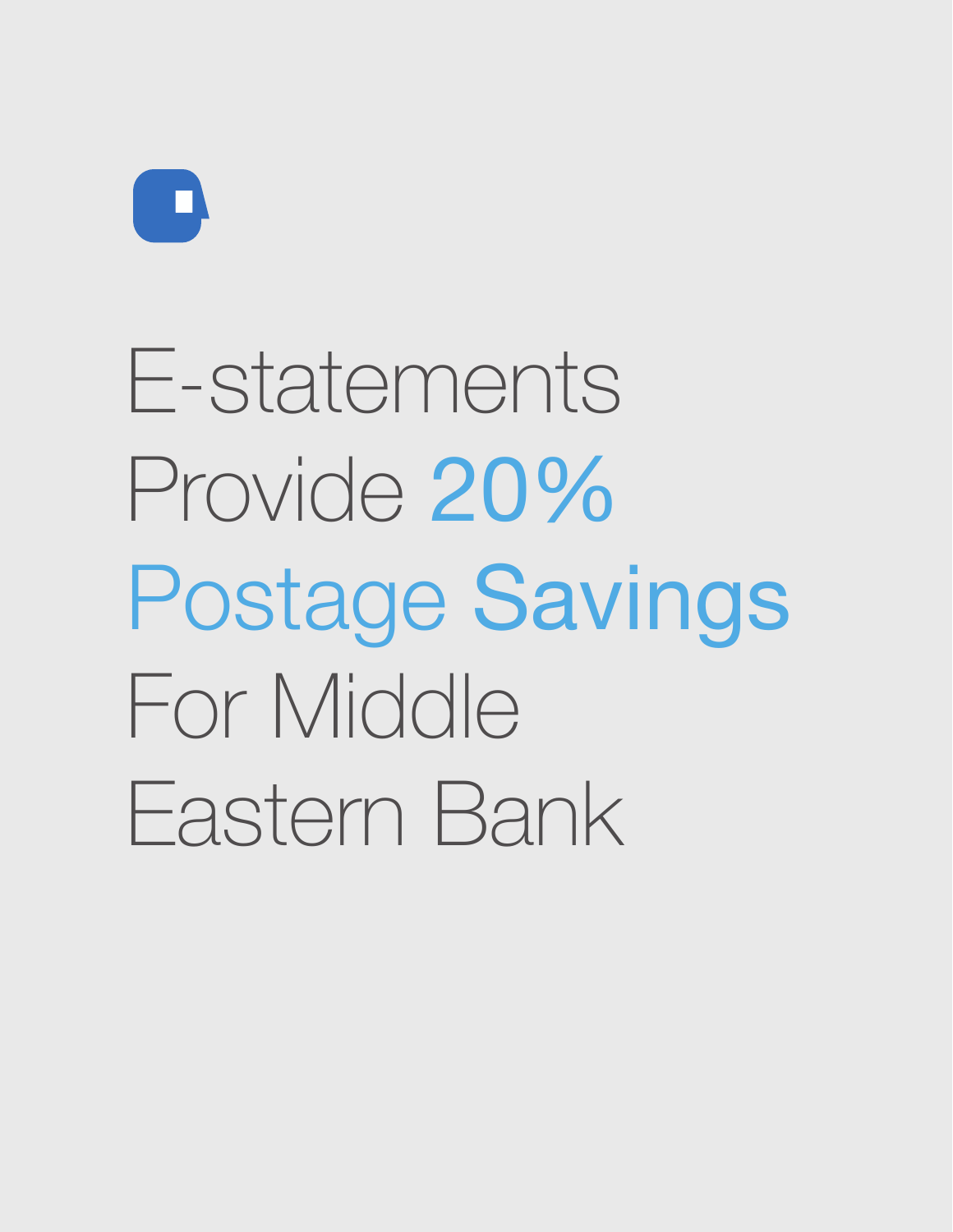# E-statements Provide 20% Postage Savings For Middle Eastern Bank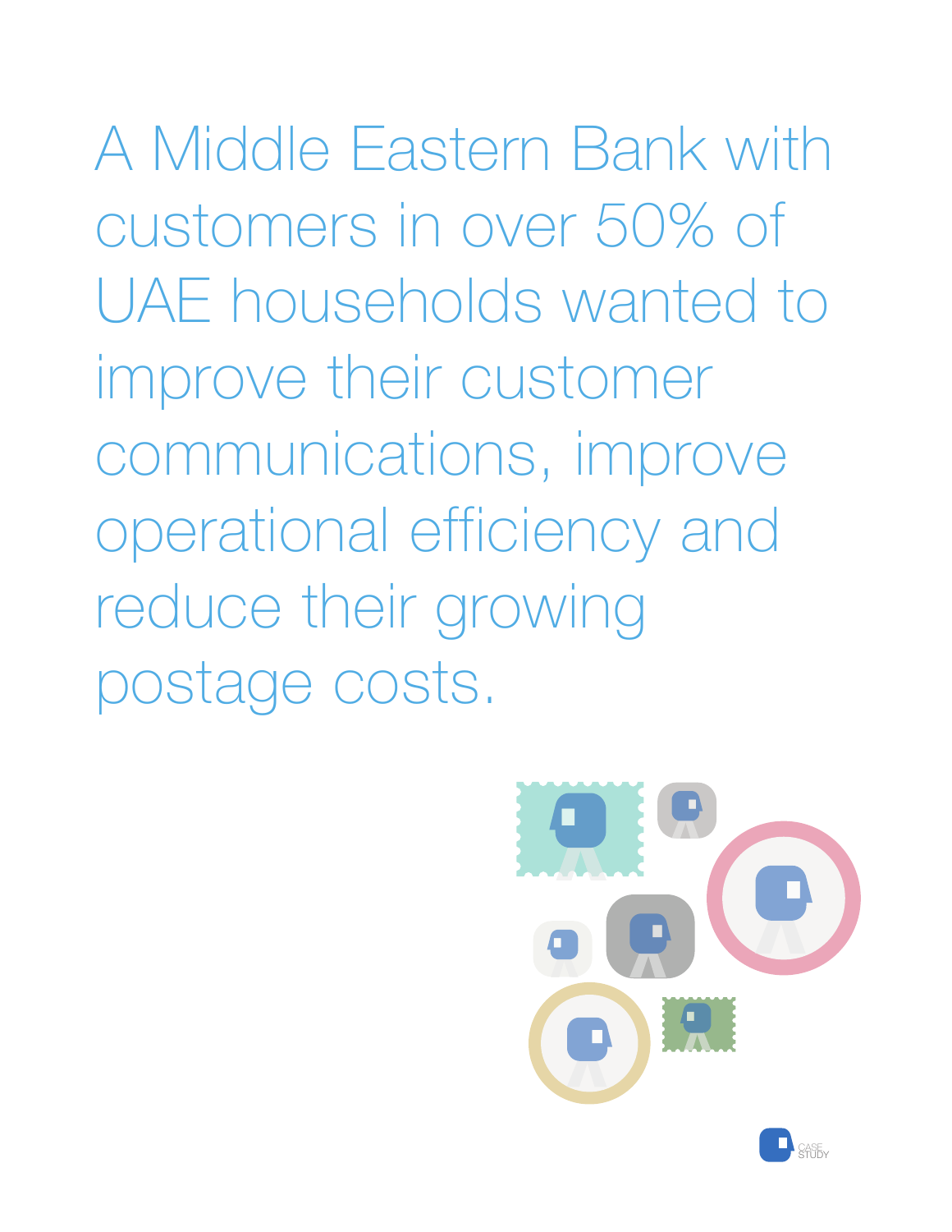A Middle Eastern Bank with customers in over 50% of UAE households wanted to improve their customer communications, improve operational efficiency and reduce their growing postage costs.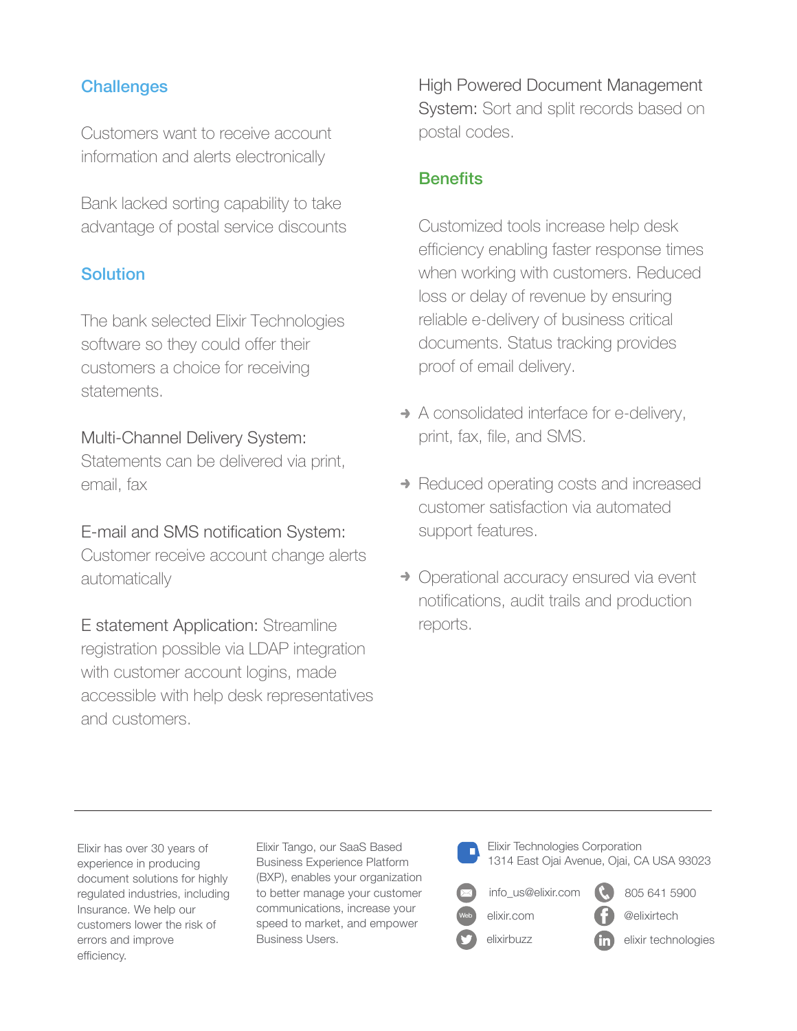## Challenges

Customers want to receive account information and alerts electronically

Bank lacked sorting capability to take advantage of postal service discounts

## Solution

The bank selected Elixir Technologies software so they could offer their customers a choice for receiving statements.

Multi-Channel Delivery System: Statements can be delivered via print, email, fax

E-mail and SMS notification System: Customer receive account change alerts automatically

E statement Application: Streamline registration possible via LDAP integration with customer account logins, made accessible with help desk representatives and customers.

High Powered Document Management System: Sort and split records based on postal codes.

## Benefits

Customized tools increase help desk efficiency enabling faster response times when working with customers. Reduced loss or delay of revenue by ensuring reliable e-delivery of business critical documents. Status tracking provides proof of email delivery.

- A consolidated interface for e-delivery, print, fax, file, and SMS.
- Reduced operating costs and increased customer satisfaction via automated support features.
- Operational accuracy ensured via event notifications, audit trails and production reports.

---

Elixir has over 30 years of experience in producing document solutions for highly regulated industries, including Insurance. We help our customers lower the risk of errors and improve efficiency.

Elixir Tango, our SaaS Based Business Experience Platform (BXP), enables your organization to better manage your customer communications, increase your speed to market, and empower Business Users.

Elixir Technologies Corporation
1314 East Ojai Avenue, Ojai, CA USA 93023

info_us@elixir.com
805 641 5900
elixir.com
@elixirtech
elixirbuzz
elixir technologies